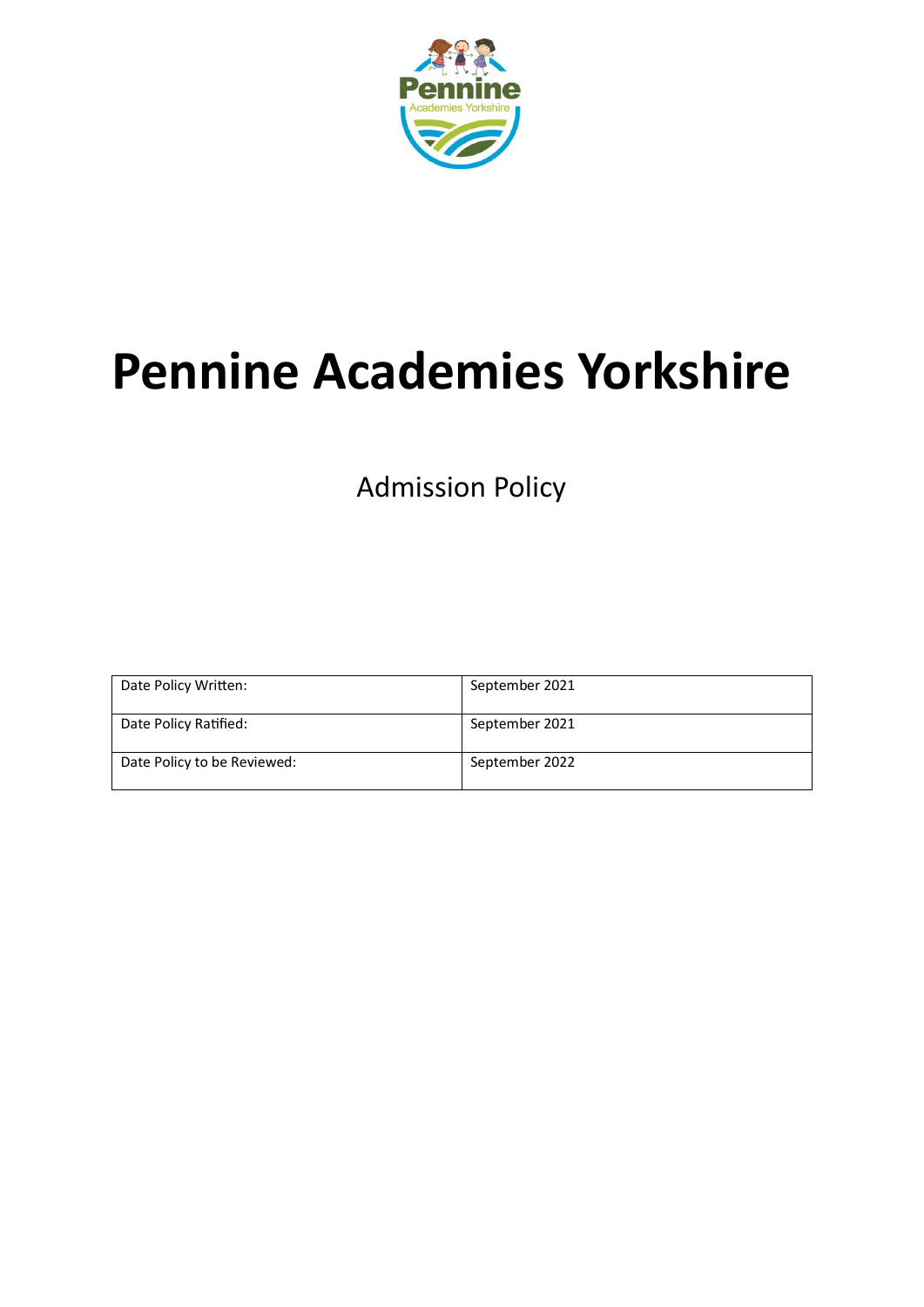# Pennine Academies Yorkshire

Admission Policy

| Date Policy Written: | September 2021 |
|---|---|
| Date Policy Ratified: | September 2021 |
| Date Policy to be Reviewed: | September 2022 |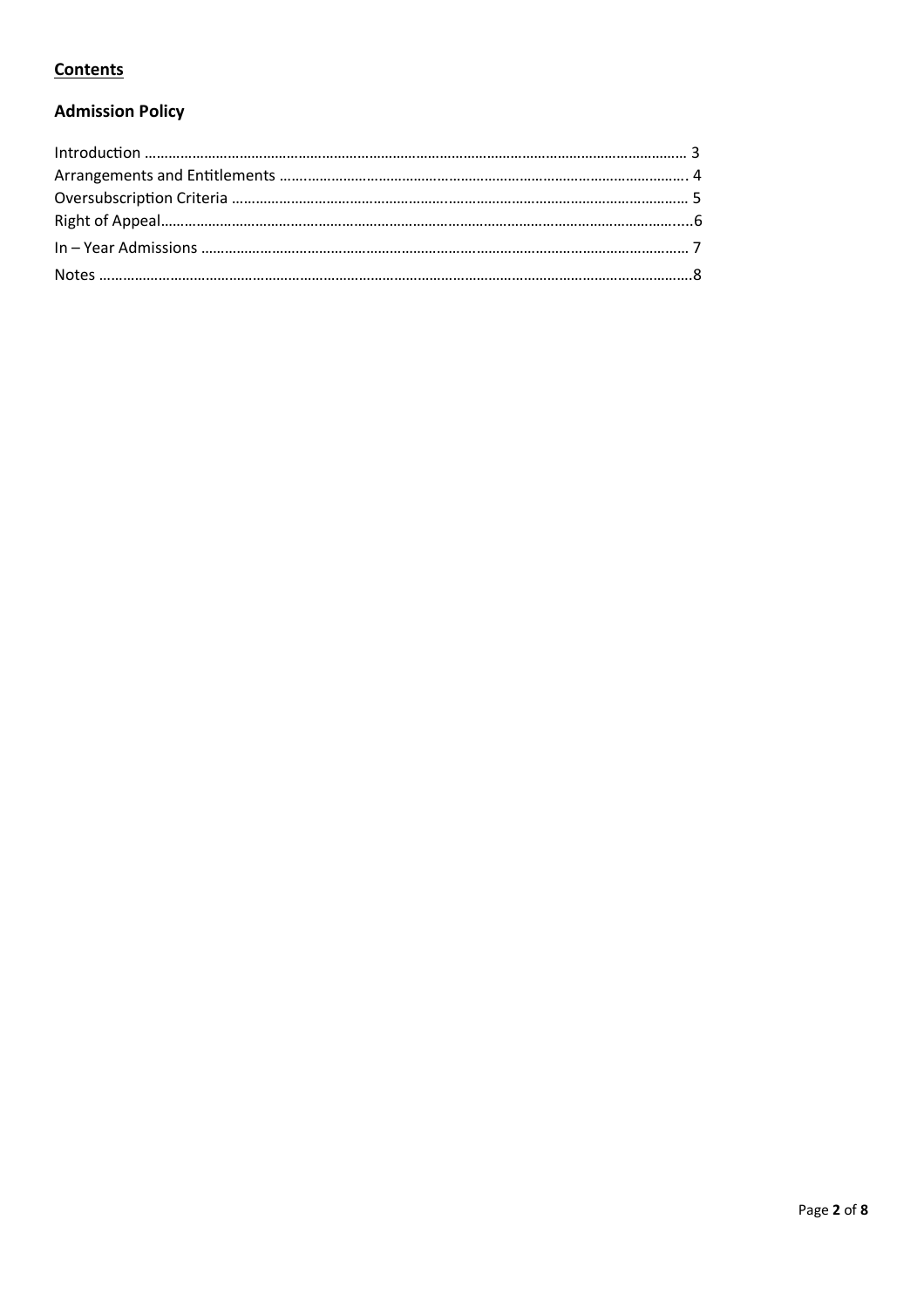## **Contents**

### **Admission Policy**

Introduction ........................................................................................................................................ 3
Arrangements and Entitlements ...................................................................................................... 4
Oversubscription Criteria .................................................................................................................. 5
Right of Appeal.....................................................................................................................................6
In – Year Admissions .......................................................................................................................... 7
Notes .....................................................................................................................................................8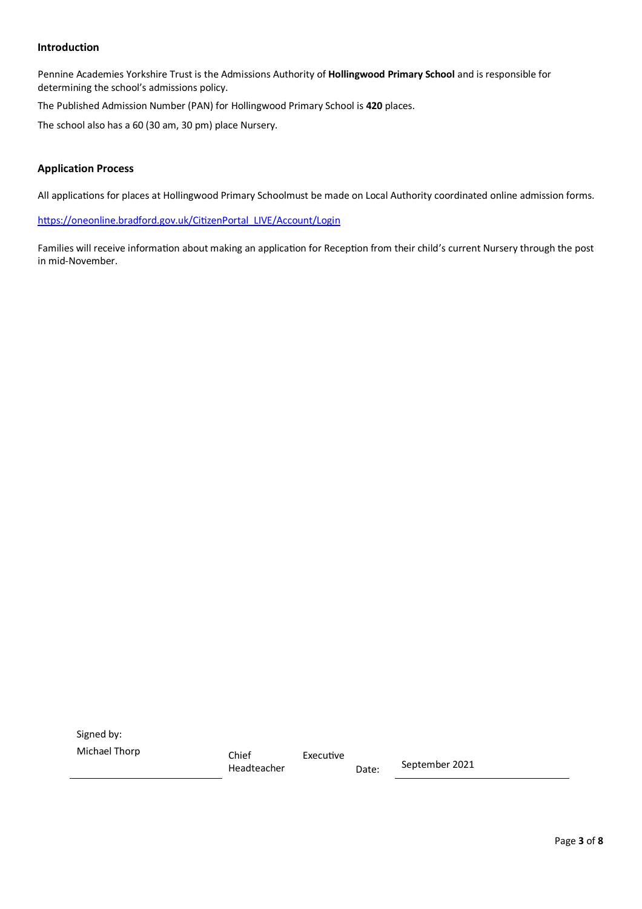## Introduction

Pennine Academies Yorkshire Trust is the Admissions Authority of **Hollingwood Primary School** and is responsible for determining the school's admissions policy.

The Published Admission Number (PAN) for Hollingwood Primary School is **420** places.

The school also has a 60 (30 am, 30 pm) place Nursery.

## Application Process

All applications for places at Hollingwood Primary Schoolmust be made on Local Authority coordinated online admission forms.

https://oneonline.bradford.gov.uk/CitizenPortal_LIVE/Account/Login

Families will receive information about making an application for Reception from their child's current Nursery through the post in mid-November.

Signed by:
Michael Thorp — Chief Executive Headteacher

Date: September 2021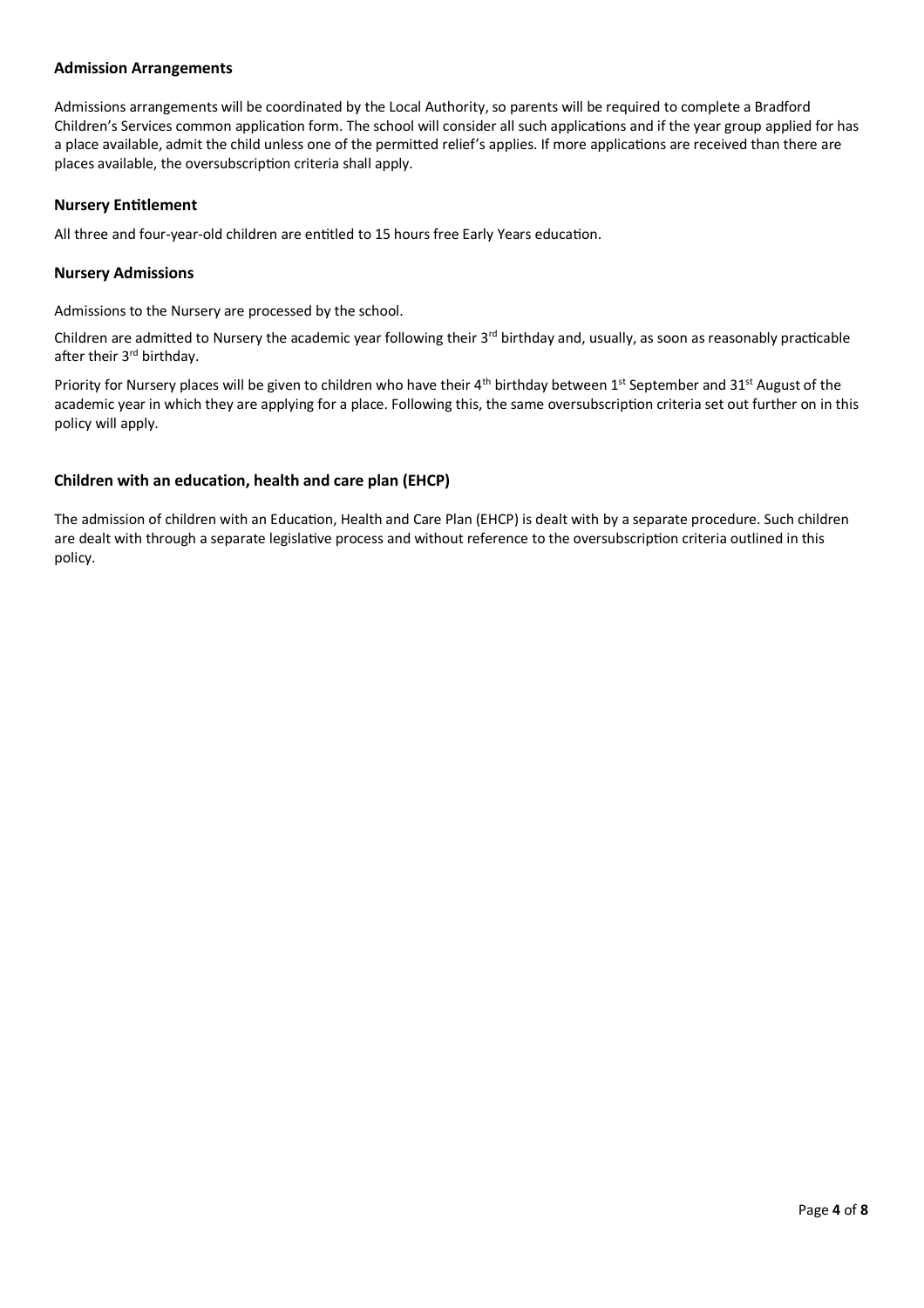### Admission Arrangements

Admissions arrangements will be coordinated by the Local Authority, so parents will be required to complete a Bradford Children's Services common application form. The school will consider all such applications and if the year group applied for has a place available, admit the child unless one of the permitted relief's applies. If more applications are received than there are places available, the oversubscription criteria shall apply.

### Nursery Entitlement

All three and four-year-old children are entitled to 15 hours free Early Years education.

### Nursery Admissions

Admissions to the Nursery are processed by the school.

Children are admitted to Nursery the academic year following their 3rd birthday and, usually, as soon as reasonably practicable after their 3rd birthday.

Priority for Nursery places will be given to children who have their 4th birthday between 1st September and 31st August of the academic year in which they are applying for a place. Following this, the same oversubscription criteria set out further on in this policy will apply.

### Children with an education, health and care plan (EHCP)

The admission of children with an Education, Health and Care Plan (EHCP) is dealt with by a separate procedure. Such children are dealt with through a separate legislative process and without reference to the oversubscription criteria outlined in this policy.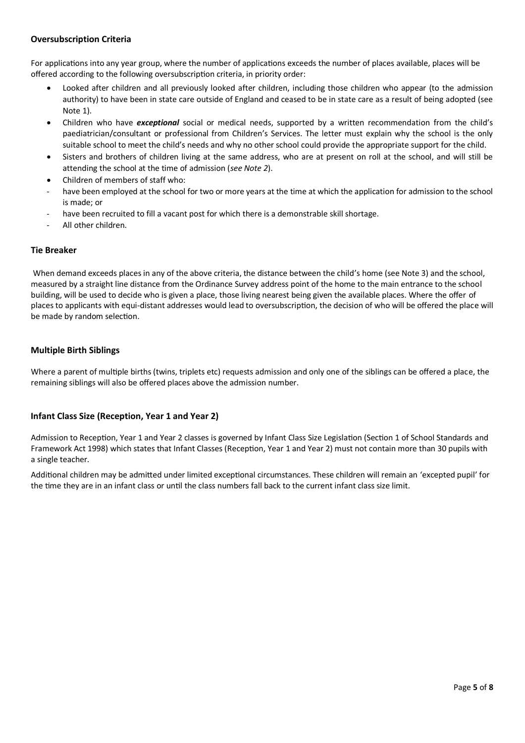### Oversubscription Criteria

For applications into any year group, where the number of applications exceeds the number of places available, places will be offered according to the following oversubscription criteria, in priority order:

- Looked after children and all previously looked after children, including those children who appear (to the admission authority) to have been in state care outside of England and ceased to be in state care as a result of being adopted (see Note 1).
- Children who have ***exceptional*** social or medical needs, supported by a written recommendation from the child's paediatrician/consultant or professional from Children's Services. The letter must explain why the school is the only suitable school to meet the child's needs and why no other school could provide the appropriate support for the child.
- Sisters and brothers of children living at the same address, who are at present on roll at the school, and will still be attending the school at the time of admission (*see Note 2*).
- Children of members of staff who:
  - have been employed at the school for two or more years at the time at which the application for admission to the school is made; or
  - have been recruited to fill a vacant post for which there is a demonstrable skill shortage.
- All other children.

### Tie Breaker

When demand exceeds places in any of the above criteria, the distance between the child's home (see Note 3) and the school, measured by a straight line distance from the Ordinance Survey address point of the home to the main entrance to the school building, will be used to decide who is given a place, those living nearest being given the available places. Where the offer of places to applicants with equi-distant addresses would lead to oversubscription, the decision of who will be offered the place will be made by random selection.

### Multiple Birth Siblings

Where a parent of multiple births (twins, triplets etc) requests admission and only one of the siblings can be offered a place, the remaining siblings will also be offered places above the admission number.

### Infant Class Size (Reception, Year 1 and Year 2)

Admission to Reception, Year 1 and Year 2 classes is governed by Infant Class Size Legislation (Section 1 of School Standards and Framework Act 1998) which states that Infant Classes (Reception, Year 1 and Year 2) must not contain more than 30 pupils with a single teacher.

Additional children may be admitted under limited exceptional circumstances. These children will remain an 'excepted pupil' for the time they are in an infant class or until the class numbers fall back to the current infant class size limit.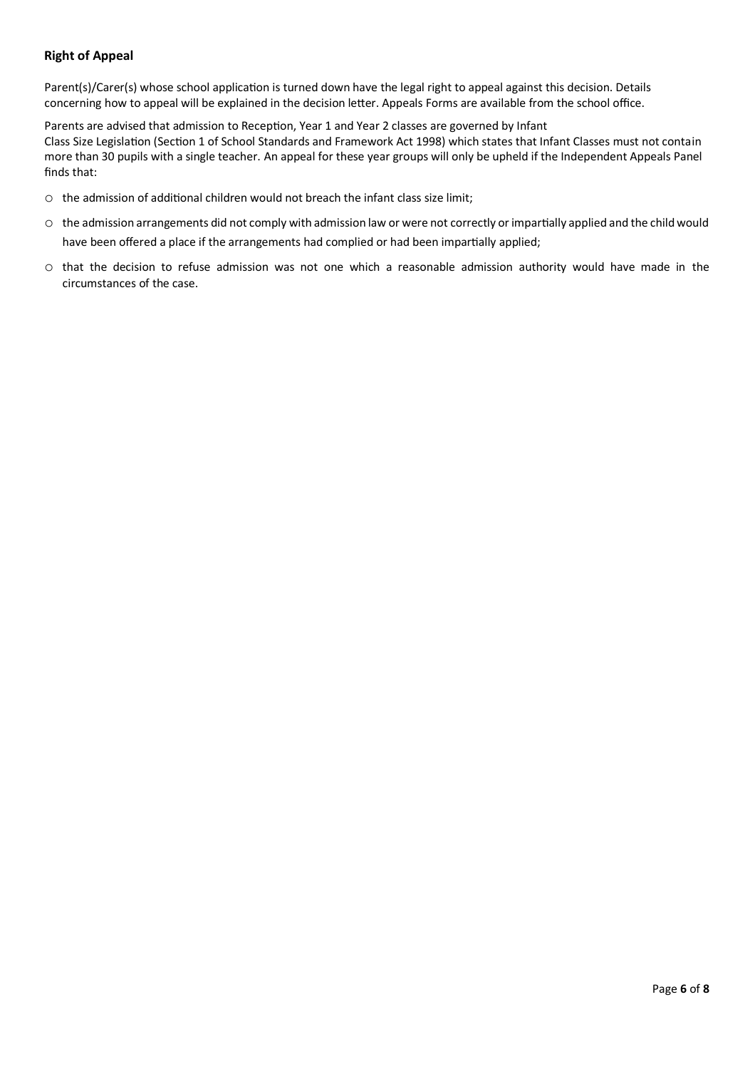**Right of Appeal**

Parent(s)/Carer(s) whose school application is turned down have the legal right to appeal against this decision. Details concerning how to appeal will be explained in the decision letter. Appeals Forms are available from the school office.

Parents are advised that admission to Reception, Year 1 and Year 2 classes are governed by Infant Class Size Legislation (Section 1 of School Standards and Framework Act 1998) which states that Infant Classes must not contain more than 30 pupils with a single teacher. An appeal for these year groups will only be upheld if the Independent Appeals Panel finds that:

- the admission of additional children would not breach the infant class size limit;
- the admission arrangements did not comply with admission law or were not correctly or impartially applied and the child would have been offered a place if the arrangements had complied or had been impartially applied;
- that the decision to refuse admission was not one which a reasonable admission authority would have made in the circumstances of the case.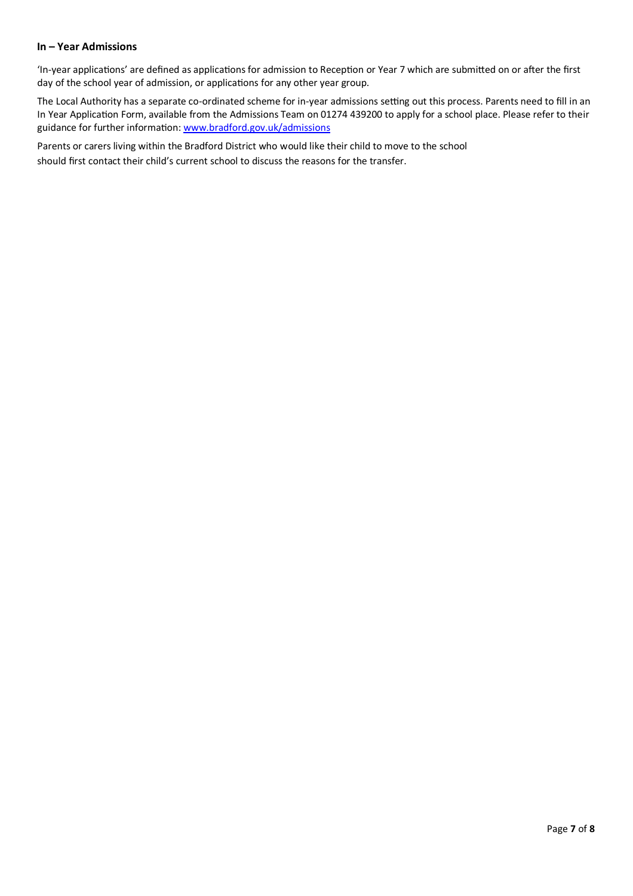## In – Year Admissions

'In-year applications' are defined as applications for admission to Reception or Year 7 which are submitted on or after the first day of the school year of admission, or applications for any other year group.

The Local Authority has a separate co-ordinated scheme for in-year admissions setting out this process. Parents need to fill in an In Year Application Form, available from the Admissions Team on 01274 439200 to apply for a school place. Please refer to their guidance for further information: [www.bradford.gov.uk/admissions](www.bradford.gov.uk/admissions)

Parents or carers living within the Bradford District who would like their child to move to the school should first contact their child's current school to discuss the reasons for the transfer.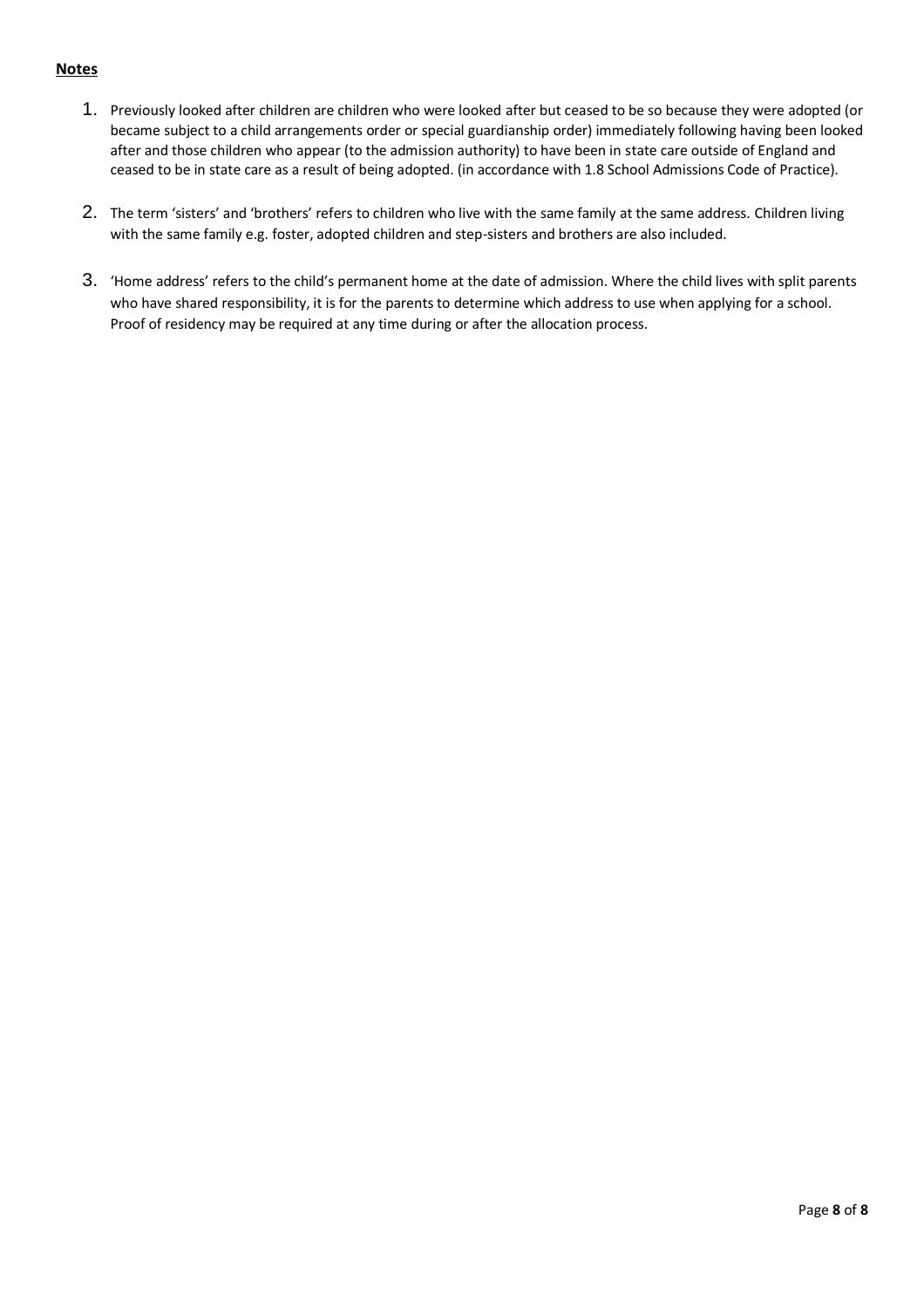**Notes**

1. Previously looked after children are children who were looked after but ceased to be so because they were adopted (or became subject to a child arrangements order or special guardianship order) immediately following having been looked after and those children who appear (to the admission authority) to have been in state care outside of England and ceased to be in state care as a result of being adopted. (in accordance with 1.8 School Admissions Code of Practice).

2. The term 'sisters' and 'brothers' refers to children who live with the same family at the same address. Children living with the same family e.g. foster, adopted children and step-sisters and brothers are also included.

3. 'Home address' refers to the child's permanent home at the date of admission. Where the child lives with split parents who have shared responsibility, it is for the parents to determine which address to use when applying for a school. Proof of residency may be required at any time during or after the allocation process.